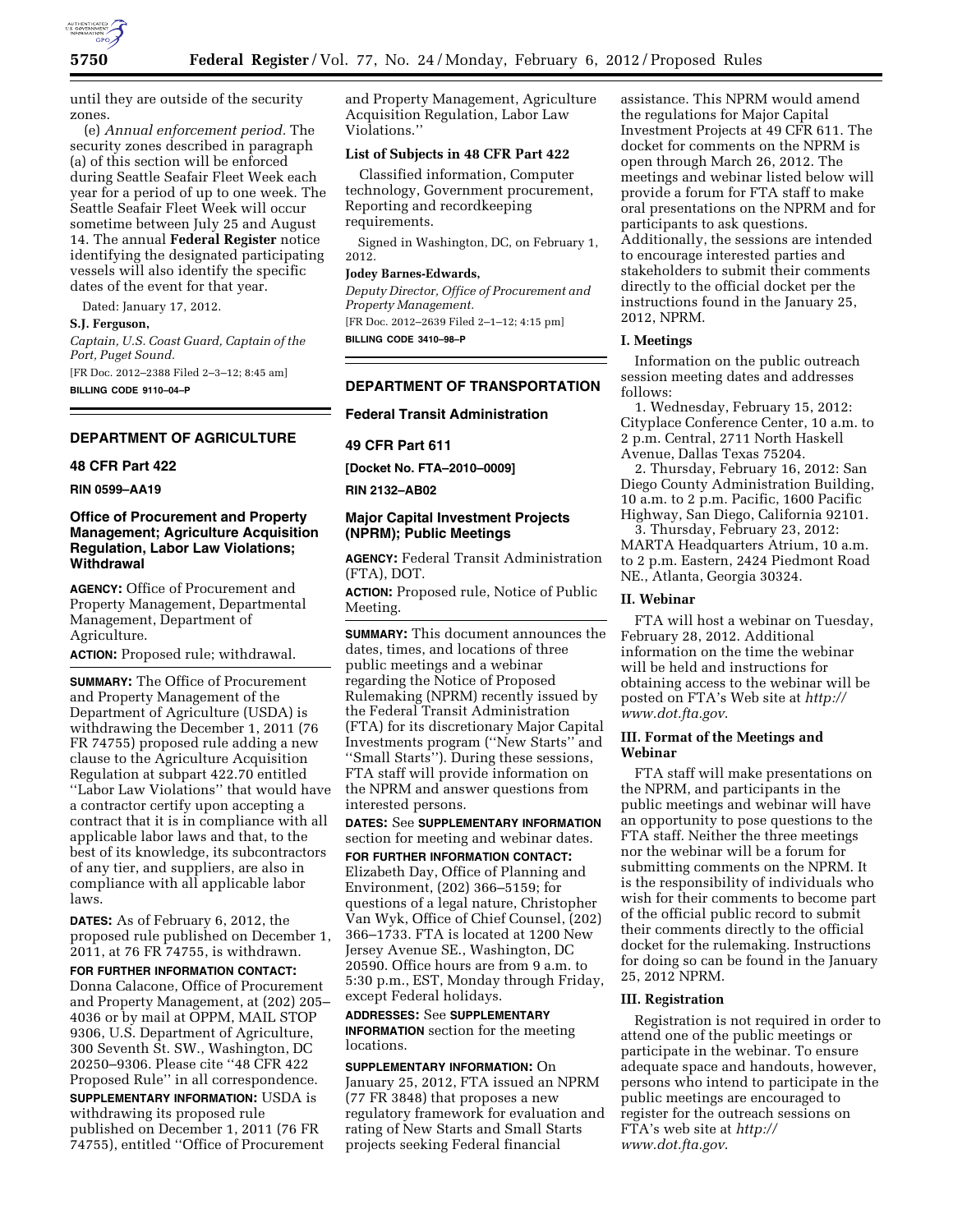until they are outside of the security zones.

(e) *Annual enforcement period.* The security zones described in paragraph (a) of this section will be enforced during Seattle Seafair Fleet Week each year for a period of up to one week. The Seattle Seafair Fleet Week will occur sometime between July 25 and August 14. The annual **Federal Register** notice identifying the designated participating vessels will also identify the specific dates of the event for that year.

Dated: January 17, 2012.

**S.J. Ferguson,**

*Captain, U.S. Coast Guard, Captain of the Port, Puget Sound.*

[FR Doc. 2012–2388 Filed 2–3–12; 8:45 am]

**BILLING CODE 9110–04–P**

## DEPARTMENT OF AGRICULTURE

### 48 CFR Part 422

**RIN 0599–AA19**

### Office of Procurement and Property Management; Agriculture Acquisition Regulation, Labor Law Violations; Withdrawal

**AGENCY:** Office of Procurement and Property Management, Departmental Management, Department of Agriculture.

**ACTION:** Proposed rule; withdrawal.

**SUMMARY:** The Office of Procurement and Property Management of the Department of Agriculture (USDA) is withdrawing the December 1, 2011 (76 FR 74755) proposed rule adding a new clause to the Agriculture Acquisition Regulation at subpart 422.70 entitled ''Labor Law Violations'' that would have a contractor certify upon accepting a contract that it is in compliance with all applicable labor laws and that, to the best of its knowledge, its subcontractors of any tier, and suppliers, are also in compliance with all applicable labor laws.

**DATES:** As of February 6, 2012, the proposed rule published on December 1, 2011, at 76 FR 74755, is withdrawn.

**FOR FURTHER INFORMATION CONTACT:** Donna Calacone, Office of Procurement and Property Management, at (202) 205–4036 or by mail at OPPM, MAIL STOP 9306, U.S. Department of Agriculture, 300 Seventh St. SW., Washington, DC 20250–9306. Please cite ''48 CFR 422 Proposed Rule'' in all correspondence.

**SUPPLEMENTARY INFORMATION:** USDA is withdrawing its proposed rule published on December 1, 2011 (76 FR 74755), entitled ''Office of Procurement and Property Management, Agriculture Acquisition Regulation, Labor Law Violations.''

**List of Subjects in 48 CFR Part 422**

Classified information, Computer technology, Government procurement, Reporting and recordkeeping requirements.

Signed in Washington, DC, on February 1, 2012.

**Jodey Barnes-Edwards,**

*Deputy Director, Office of Procurement and Property Management.*

[FR Doc. 2012–2639 Filed 2–1–12; 4:15 pm]

**BILLING CODE 3410–98–P**

## DEPARTMENT OF TRANSPORTATION

### Federal Transit Administration

### 49 CFR Part 611

**[Docket No. FTA–2010–0009]**

**RIN 2132–AB02**

### Major Capital Investment Projects (NPRM); Public Meetings

**AGENCY:** Federal Transit Administration (FTA), DOT.

**ACTION:** Proposed rule, Notice of Public Meeting.

**SUMMARY:** This document announces the dates, times, and locations of three public meetings and a webinar regarding the Notice of Proposed Rulemaking (NPRM) recently issued by the Federal Transit Administration (FTA) for its discretionary Major Capital Investments program (''New Starts'' and ''Small Starts''). During these sessions, FTA staff will provide information on the NPRM and answer questions from interested persons.

**DATES:** See **SUPPLEMENTARY INFORMATION** section for meeting and webinar dates.

**FOR FURTHER INFORMATION CONTACT:** Elizabeth Day, Office of Planning and Environment, (202) 366–5159; for questions of a legal nature, Christopher Van Wyk, Office of Chief Counsel, (202) 366–1733. FTA is located at 1200 New Jersey Avenue SE., Washington, DC 20590. Office hours are from 9 a.m. to 5:30 p.m., EST, Monday through Friday, except Federal holidays.

**ADDRESSES:** See **SUPPLEMENTARY INFORMATION** section for the meeting locations.

**SUPPLEMENTARY INFORMATION:** On January 25, 2012, FTA issued an NPRM (77 FR 3848) that proposes a new regulatory framework for evaluation and rating of New Starts and Small Starts projects seeking Federal financial assistance. This NPRM would amend the regulations for Major Capital Investment Projects at 49 CFR 611. The docket for comments on the NPRM is open through March 26, 2012. The meetings and webinar listed below will provide a forum for FTA staff to make oral presentations on the NPRM and for participants to ask questions. Additionally, the sessions are intended to encourage interested parties and stakeholders to submit their comments directly to the official docket per the instructions found in the January 25, 2012, NPRM.

### I. Meetings

Information on the public outreach session meeting dates and addresses follows:

1. Wednesday, February 15, 2012: Cityplace Conference Center, 10 a.m. to 2 p.m. Central, 2711 North Haskell Avenue, Dallas Texas 75204.

2. Thursday, February 16, 2012: San Diego County Administration Building, 10 a.m. to 2 p.m. Pacific, 1600 Pacific Highway, San Diego, California 92101.

3. Thursday, February 23, 2012: MARTA Headquarters Atrium, 10 a.m. to 2 p.m. Eastern, 2424 Piedmont Road NE., Atlanta, Georgia 30324.

### II. Webinar

FTA will host a webinar on Tuesday, February 28, 2012. Additional information on the time the webinar will be held and instructions for obtaining access to the webinar will be posted on FTA's Web site at *http://www.dot.fta.gov*.

### III. Format of the Meetings and Webinar

FTA staff will make presentations on the NPRM, and participants in the public meetings and webinar will have an opportunity to pose questions to the FTA staff. Neither the three meetings nor the webinar will be a forum for submitting comments on the NPRM. It is the responsibility of individuals who wish for their comments to become part of the official public record to submit their comments directly to the official docket for the rulemaking. Instructions for doing so can be found in the January 25, 2012 NPRM.

### III. Registration

Registration is not required in order to attend one of the public meetings or participate in the webinar. To ensure adequate space and handouts, however, persons who intend to participate in the public meetings are encouraged to register for the outreach sessions on FTA's web site at *http://www.dot.fta.gov*.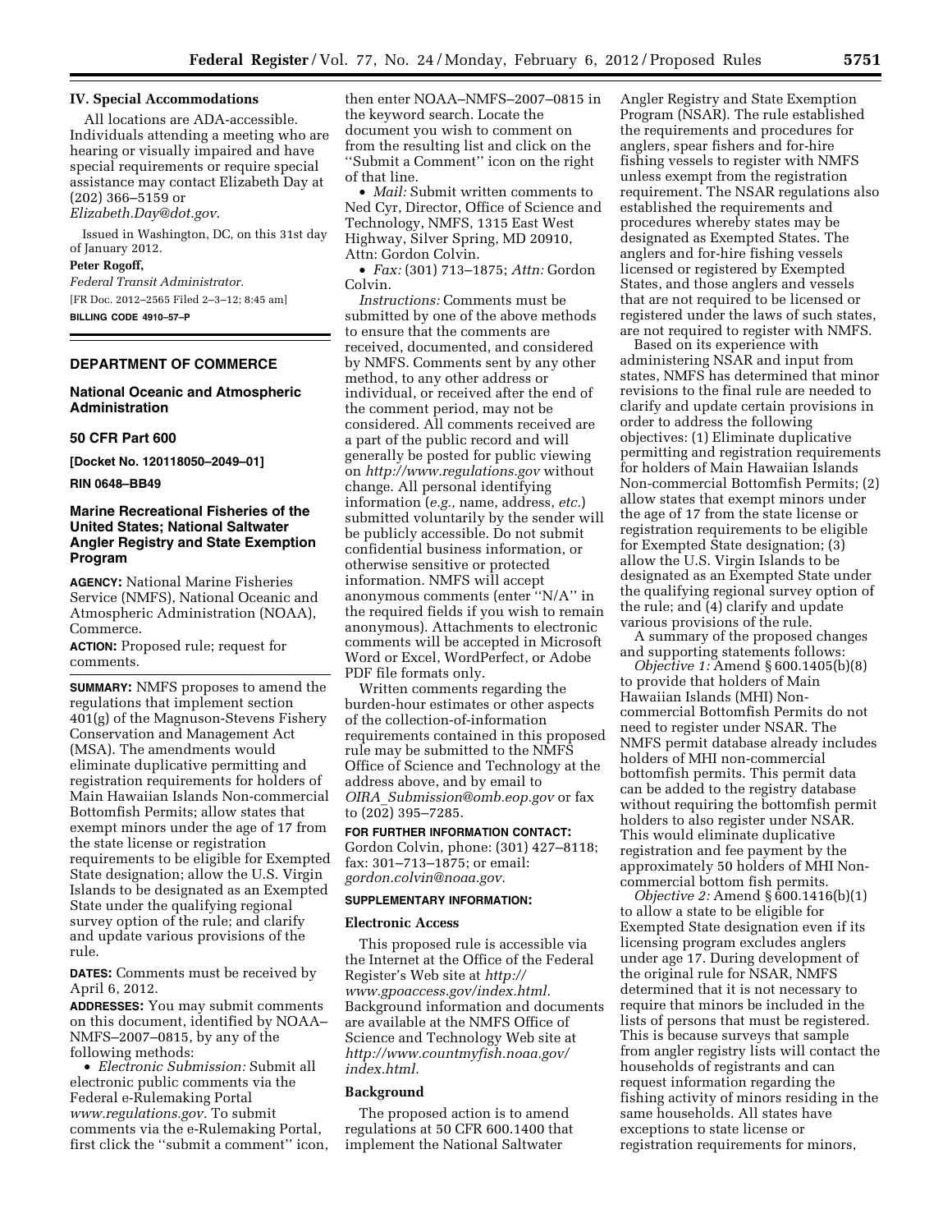## IV. Special Accommodations

All locations are ADA-accessible. Individuals attending a meeting who are hearing or visually impaired and have special requirements or require special assistance may contact Elizabeth Day at (202) 366–5159 or *Elizabeth.Day@dot.gov*.

Issued in Washington, DC, on this 31st day of January 2012.

**Peter Rogoff,**

*Federal Transit Administrator.*

[FR Doc. 2012–2565 Filed 2–3–12; 8:45 am]

**BILLING CODE 4910–57–P**

---

## DEPARTMENT OF COMMERCE

### National Oceanic and Atmospheric Administration

### 50 CFR Part 600

**[Docket No. 120118050–2049–01]**

**RIN 0648–BB49**

### Marine Recreational Fisheries of the United States; National Saltwater Angler Registry and State Exemption Program

**AGENCY:** National Marine Fisheries Service (NMFS), National Oceanic and Atmospheric Administration (NOAA), Commerce.

**ACTION:** Proposed rule; request for comments.

**SUMMARY:** NMFS proposes to amend the regulations that implement section 401(g) of the Magnuson-Stevens Fishery Conservation and Management Act (MSA). The amendments would eliminate duplicative permitting and registration requirements for holders of Main Hawaiian Islands Non-commercial Bottomfish Permits; allow states that exempt minors under the age of 17 from the state license or registration requirements to be eligible for Exempted State designation; allow the U.S. Virgin Islands to be designated as an Exempted State under the qualifying regional survey option of the rule; and clarify and update various provisions of the rule.

**DATES:** Comments must be received by April 6, 2012.

**ADDRESSES:** You may submit comments on this document, identified by NOAA–NMFS–2007–0815, by any of the following methods:

- *Electronic Submission:* Submit all electronic public comments via the Federal e-Rulemaking Portal *www.regulations.gov.* To submit comments via the e-Rulemaking Portal, first click the ''submit a comment'' icon, then enter NOAA–NMFS–2007–0815 in the keyword search. Locate the document you wish to comment on from the resulting list and click on the ''Submit a Comment'' icon on the right of that line.
- *Mail:* Submit written comments to Ned Cyr, Director, Office of Science and Technology, NMFS, 1315 East West Highway, Silver Spring, MD 20910, Attn: Gordon Colvin.
- *Fax:* (301) 713–1875; *Attn:* Gordon Colvin.

*Instructions:* Comments must be submitted by one of the above methods to ensure that the comments are received, documented, and considered by NMFS. Comments sent by any other method, to any other address or individual, or received after the end of the comment period, may not be considered. All comments received are a part of the public record and will generally be posted for public viewing on *http://www.regulations.gov* without change. All personal identifying information (*e.g.,* name, address, *etc.*) submitted voluntarily by the sender will be publicly accessible. Do not submit confidential business information, or otherwise sensitive or protected information. NMFS will accept anonymous comments (enter ''N/A'' in the required fields if you wish to remain anonymous). Attachments to electronic comments will be accepted in Microsoft Word or Excel, WordPerfect, or Adobe PDF file formats only.

Written comments regarding the burden-hour estimates or other aspects of the collection-of-information requirements contained in this proposed rule may be submitted to the NMFS Office of Science and Technology at the address above, and by email to *OIRA_Submission@omb.eop.gov* or fax to (202) 395–7285.

**FOR FURTHER INFORMATION CONTACT:** Gordon Colvin, phone: (301) 427–8118; fax: 301–713–1875; or email: *gordon.colvin@noaa.gov.*

**SUPPLEMENTARY INFORMATION:**

### Electronic Access

This proposed rule is accessible via the Internet at the Office of the Federal Register's Web site at *http://www.gpoaccess.gov/index.html.* Background information and documents are available at the NMFS Office of Science and Technology Web site at *http://www.countmyfish.noaa.gov/index.html.*

### Background

The proposed action is to amend regulations at 50 CFR 600.1400 that implement the National Saltwater Angler Registry and State Exemption Program (NSAR). The rule established the requirements and procedures for anglers, spear fishers and for-hire fishing vessels to register with NMFS unless exempt from the registration requirement. The NSAR regulations also established the requirements and procedures whereby states may be designated as Exempted States. The anglers and for-hire fishing vessels licensed or registered by Exempted States, and those anglers and vessels that are not required to be licensed or registered under the laws of such states, are not required to register with NMFS.

Based on its experience with administering NSAR and input from states, NMFS has determined that minor revisions to the final rule are needed to clarify and update certain provisions in order to address the following objectives: (1) Eliminate duplicative permitting and registration requirements for holders of Main Hawaiian Islands Non-commercial Bottomfish Permits; (2) allow states that exempt minors under the age of 17 from the state license or registration requirements to be eligible for Exempted State designation; (3) allow the U.S. Virgin Islands to be designated as an Exempted State under the qualifying regional survey option of the rule; and (4) clarify and update various provisions of the rule.

A summary of the proposed changes and supporting statements follows:

*Objective 1:* Amend § 600.1405(b)(8) to provide that holders of Main Hawaiian Islands (MHI) Non-commercial Bottomfish Permits do not need to register under NSAR. The NMFS permit database already includes holders of MHI non-commercial bottomfish permits. This permit data can be added to the registry database without requiring the bottomfish permit holders to also register under NSAR. This would eliminate duplicative registration and fee payment by the approximately 50 holders of MHI Non-commercial bottom fish permits.

*Objective 2:* Amend § 600.1416(b)(1) to allow a state to be eligible for Exempted State designation even if its licensing program excludes anglers under age 17. During development of the original rule for NSAR, NMFS determined that it is not necessary to require that minors be included in the lists of persons that must be registered. This is because surveys that sample from angler registry lists will contact the households of registrants and can request information regarding the fishing activity of minors residing in the same households. All states have exceptions to state license or registration requirements for minors,